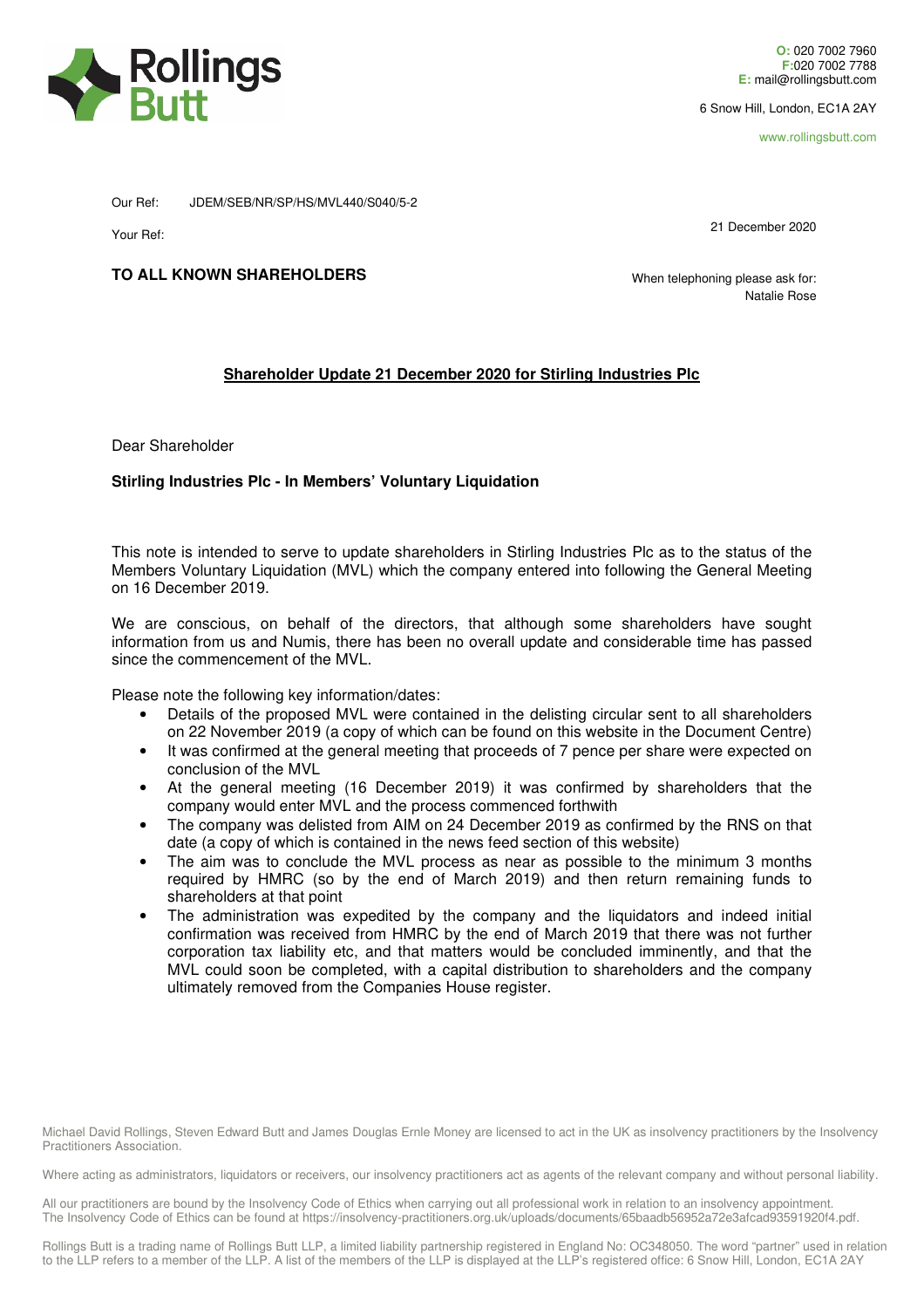Rollings Butt

**O:** 020 7002 7960
**F:**020 7002 7788
**E:** mail@rollingsbutt.com

6 Snow Hill, London, EC1A 2AY

www.rollingsbutt.com

Our Ref: JDEM/SEB/NR/SP/HS/MVL440/S040/5-2

Your Ref:

21 December 2020

**TO ALL KNOWN SHAREHOLDERS**

When telephoning please ask for:
Natalie Rose

**Shareholder Update 21 December 2020 for Stirling Industries Plc**

Dear Shareholder

**Stirling Industries Plc - In Members' Voluntary Liquidation**

This note is intended to serve to update shareholders in Stirling Industries Plc as to the status of the Members Voluntary Liquidation (MVL) which the company entered into following the General Meeting on 16 December 2019.

We are conscious, on behalf of the directors, that although some shareholders have sought information from us and Numis, there has been no overall update and considerable time has passed since the commencement of the MVL.

Please note the following key information/dates:

- Details of the proposed MVL were contained in the delisting circular sent to all shareholders on 22 November 2019 (a copy of which can be found on this website in the Document Centre)
- It was confirmed at the general meeting that proceeds of 7 pence per share were expected on conclusion of the MVL
- At the general meeting (16 December 2019) it was confirmed by shareholders that the company would enter MVL and the process commenced forthwith
- The company was delisted from AIM on 24 December 2019 as confirmed by the RNS on that date (a copy of which is contained in the news feed section of this website)
- The aim was to conclude the MVL process as near as possible to the minimum 3 months required by HMRC (so by the end of March 2019) and then return remaining funds to shareholders at that point
- The administration was expedited by the company and the liquidators and indeed initial confirmation was received from HMRC by the end of March 2019 that there was not further corporation tax liability etc, and that matters would be concluded imminently, and that the MVL could soon be completed, with a capital distribution to shareholders and the company ultimately removed from the Companies House register.

Michael David Rollings, Steven Edward Butt and James Douglas Ernle Money are licensed to act in the UK as insolvency practitioners by the Insolvency Practitioners Association.

Where acting as administrators, liquidators or receivers, our insolvency practitioners act as agents of the relevant company and without personal liability.

All our practitioners are bound by the Insolvency Code of Ethics when carrying out all professional work in relation to an insolvency appointment. The Insolvency Code of Ethics can be found at https://insolvency-practitioners.org.uk/uploads/documents/65baadb56952a72e3afcad93591920f4.pdf.

Rollings Butt is a trading name of Rollings Butt LLP, a limited liability partnership registered in England No: OC348050. The word "partner" used in relation to the LLP refers to a member of the LLP. A list of the members of the LLP is displayed at the LLP's registered office: 6 Snow Hill, London, EC1A 2AY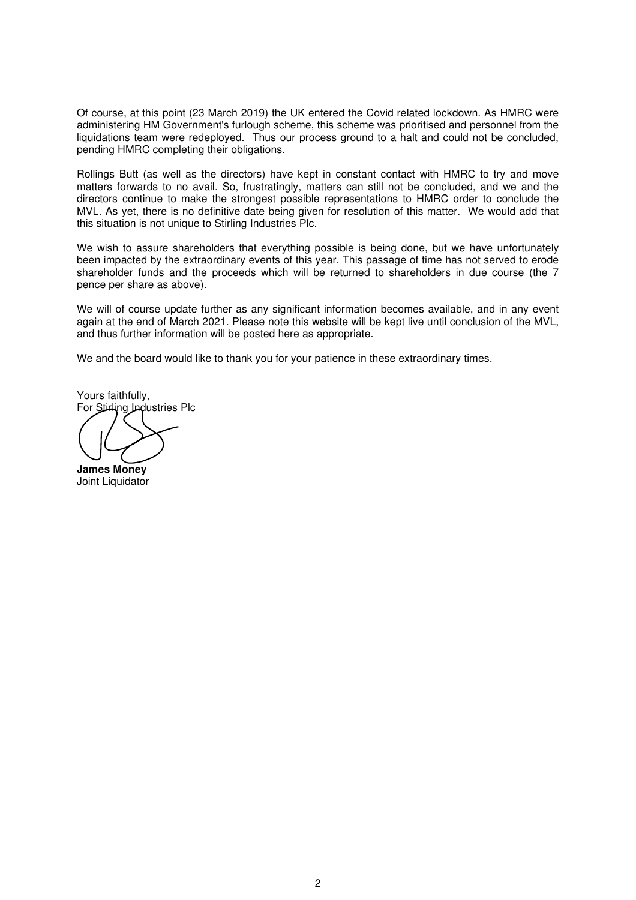Of course, at this point (23 March 2019) the UK entered the Covid related lockdown. As HMRC were administering HM Government's furlough scheme, this scheme was prioritised and personnel from the liquidations team were redeployed. Thus our process ground to a halt and could not be concluded, pending HMRC completing their obligations.

Rollings Butt (as well as the directors) have kept in constant contact with HMRC to try and move matters forwards to no avail. So, frustratingly, matters can still not be concluded, and we and the directors continue to make the strongest possible representations to HMRC order to conclude the MVL. As yet, there is no definitive date being given for resolution of this matter. We would add that this situation is not unique to Stirling Industries Plc.

We wish to assure shareholders that everything possible is being done, but we have unfortunately been impacted by the extraordinary events of this year. This passage of time has not served to erode shareholder funds and the proceeds which will be returned to shareholders in due course (the 7 pence per share as above).

We will of course update further as any significant information becomes available, and in any event again at the end of March 2021. Please note this website will be kept live until conclusion of the MVL, and thus further information will be posted here as appropriate.

We and the board would like to thank you for your patience in these extraordinary times.

Yours faithfully,
For Stirling Industries Plc

**James Money**
Joint Liquidator